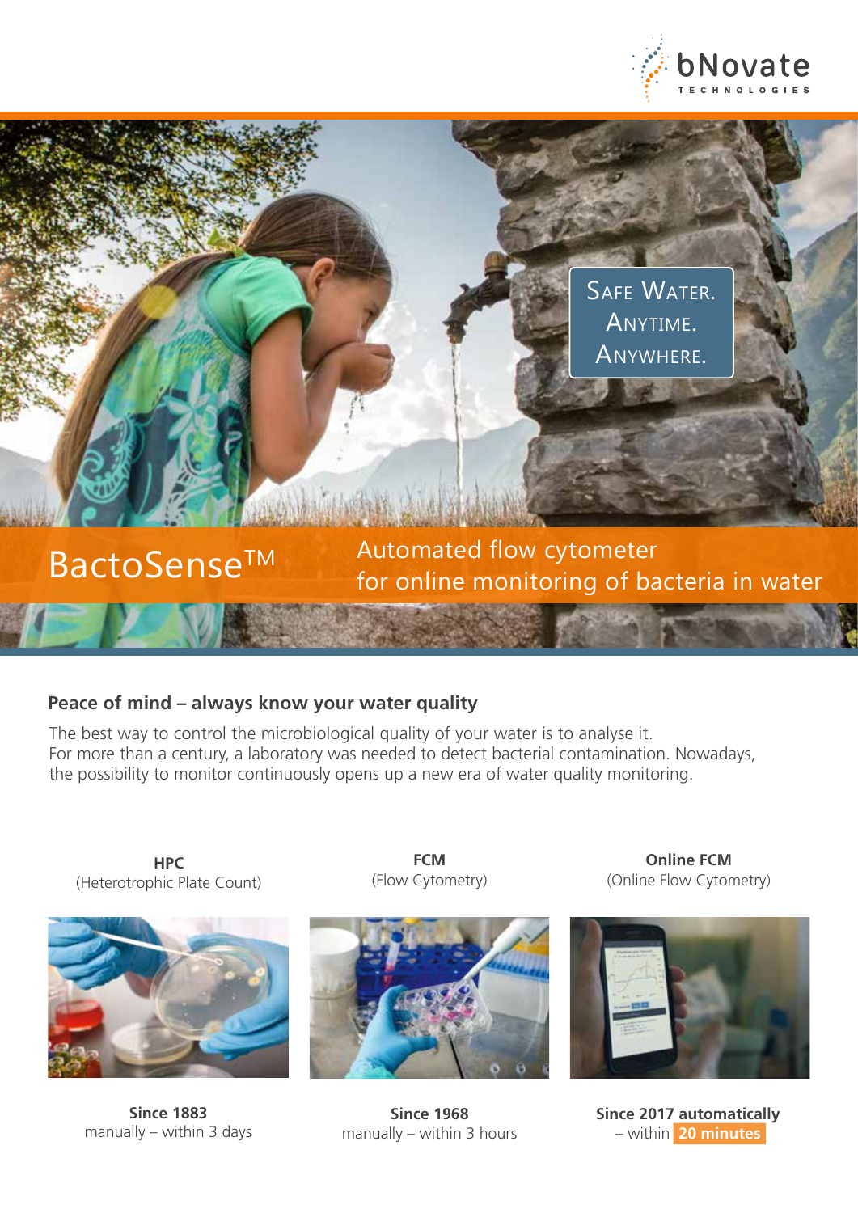bNovate TECHNOLOGIES

SAFE WATER. ANYTIME. ANYWHERE.

# BactoSense™

## Automated flow cytometer for online monitoring of bacteria in water

### Peace of mind – always know your water quality

The best way to control the microbiological quality of your water is to analyse it. For more than a century, a laboratory was needed to detect bacterial contamination. Nowadays, the possibility to monitor continuously opens up a new era of water quality monitoring.

| **HPC** (Heterotrophic Plate Count) | **FCM** (Flow Cytometry) | **Online FCM** (Online Flow Cytometry) |
|---|---|---|
| **Since 1883** manually – within 3 days | **Since 1968** manually – within 3 hours | **Since 2017 automatically** – within **20 minutes** |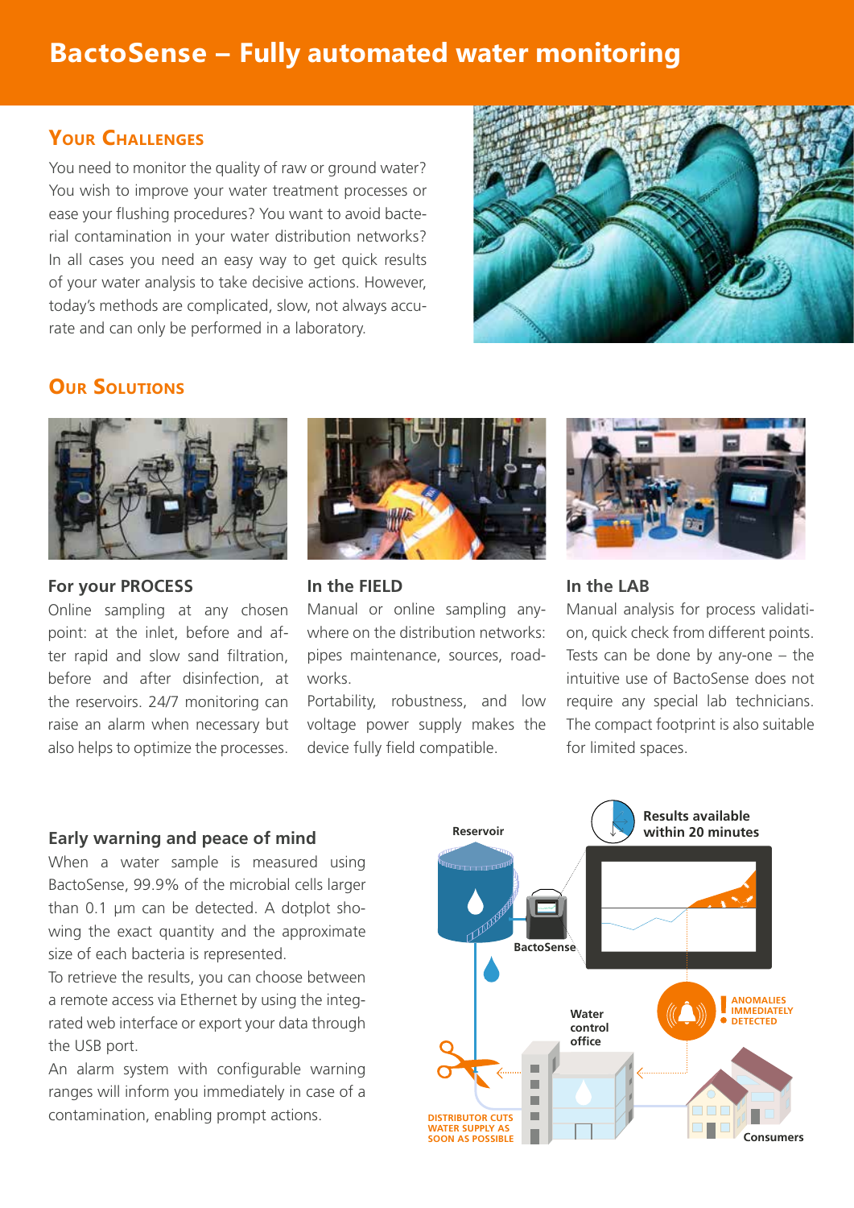# BactoSense – Fully automated water monitoring

## Your Challenges

You need to monitor the quality of raw or ground water? You wish to improve your water treatment processes or ease your flushing procedures? You want to avoid bacterial contamination in your water distribution networks? In all cases you need an easy way to get quick results of your water analysis to take decisive actions. However, today's methods are complicated, slow, not always accurate and can only be performed in a laboratory.

## Our Solutions

### For your PROCESS

Online sampling at any chosen point: at the inlet, before and after rapid and slow sand filtration, before and after disinfection, at the reservoirs. 24/7 monitoring can raise an alarm when necessary but also helps to optimize the processes.

### In the FIELD

Manual or online sampling anywhere on the distribution networks: pipes maintenance, sources, roadworks.

Portability, robustness, and low voltage power supply makes the device fully field compatible.

### In the LAB

Manual analysis for process validation, quick check from different points. Tests can be done by any-one – the intuitive use of BactoSense does not require any special lab technicians. The compact footprint is also suitable for limited spaces.

### Early warning and peace of mind

When a water sample is measured using BactoSense, 99.9% of the microbial cells larger than 0.1 µm can be detected. A dotplot showing the exact quantity and the approximate size of each bacteria is represented.

To retrieve the results, you can choose between a remote access via Ethernet by using the integrated web interface or export your data through the USB port.

An alarm system with configurable warning ranges will inform you immediately in case of a contamination, enabling prompt actions.

Reservoir

BactoSense

Results available within 20 minutes

ANOMALIES IMMEDIATELY DETECTED

Water control office

DISTRIBUTOR CUTS WATER SUPPLY AS SOON AS POSSIBLE

Consumers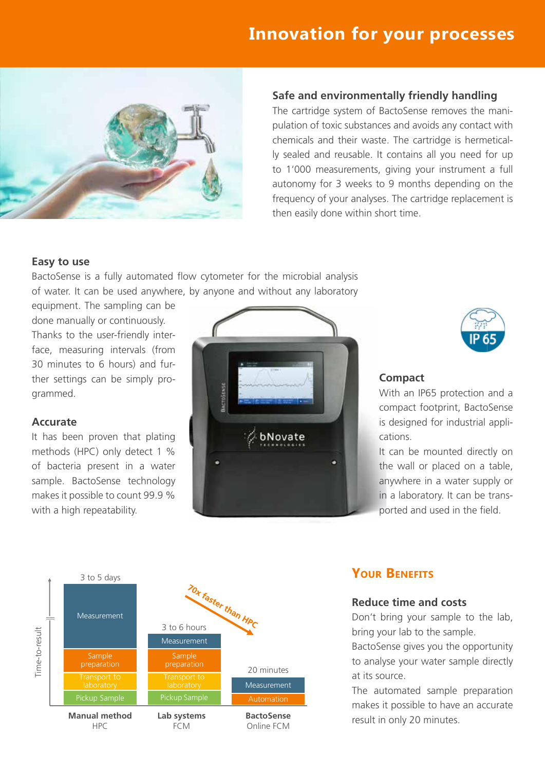# Innovation for your processes

### Safe and environmentally friendly handling

The cartridge system of BactoSense removes the manipulation of toxic substances and avoids any contact with chemicals and their waste. The cartridge is hermetically sealed and reusable. It contains all you need for up to 1'000 measurements, giving your instrument a full autonomy for 3 weeks to 9 months depending on the frequency of your analyses. The cartridge replacement is then easily done within short time.

### Easy to use

BactoSense is a fully automated flow cytometer for the microbial analysis of water. It can be used anywhere, by anyone and without any laboratory equipment. The sampling can be done manually or continuously. Thanks to the user-friendly interface, measuring intervals (from 30 minutes to 6 hours) and further settings can be simply programmed.

### Accurate

It has been proven that plating methods (HPC) only detect 1 % of bacteria present in a water sample. BactoSense technology makes it possible to count 99.9 % with a high repeatability.

### Compact

With an IP65 protection and a compact footprint, BactoSense is designed for industrial applications.

It can be mounted directly on the wall or placed on a table, anywhere in a water supply or in a laboratory. It can be transported and used in the field.

| | Manual method HPC | Lab systems FCM | BactoSense Online FCM |
|---|---|---|---|
| Time-to-result | 3 to 5 days | 3 to 6 hours | 20 minutes |
| Steps | Measurement / Sample preparation / Transport to laboratory / Pickup Sample | Measurement / Sample preparation / Transport to laboratory / Pickup Sample | Measurement / Automation |

70x faster than HPC

## Your Benefits

### Reduce time and costs

Don't bring your sample to the lab, bring your lab to the sample.

BactoSense gives you the opportunity to analyse your water sample directly at its source.

The automated sample preparation makes it possible to have an accurate result in only 20 minutes.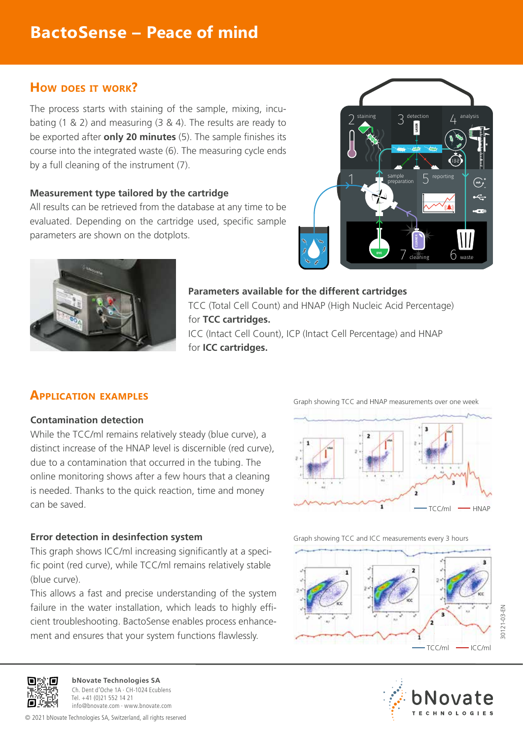# BactoSense – Peace of mind

## How does it work?

The process starts with staining of the sample, mixing, incubating (1 & 2) and measuring (3 & 4). The results are ready to be exported after **only 20 minutes** (5). The sample finishes its course into the integrated waste (6). The measuring cycle ends by a full cleaning of the instrument (7).

### Measurement type tailored by the cartridge

All results can be retrieved from the database at any time to be evaluated. Depending on the cartridge used, specific sample parameters are shown on the dotplots.

1 sample preparation
2 staining
3 detection
4 analysis
5 reporting
6 waste
7 cleaning

### Parameters available for the different cartridges

TCC (Total Cell Count) and HNAP (High Nucleic Acid Percentage) for **TCC cartridges.**
ICC (Intact Cell Count), ICP (Intact Cell Percentage) and HNAP for **ICC cartridges.**

## Application examples

### Contamination detection

While the TCC/ml remains relatively steady (blue curve), a distinct increase of the HNAP level is discernible (red curve), due to a contamination that occurred in the tubing. The online monitoring shows after a few hours that a cleaning is needed. Thanks to the quick reaction, time and money can be saved.

Graph showing TCC and HNAP measurements over one week

TCC/ml — HNAP

### Error detection in desinfection system

This graph shows ICC/ml increasing significantly at a specific point (red curve), while TCC/ml remains relatively stable (blue curve).
This allows a fast and precise understanding of the system failure in the water installation, which leads to highly efficient troubleshooting. BactoSense enables process enhancement and ensures that your system functions flawlessly.

Graph showing TCC and ICC measurements every 3 hours

TCC/ml — ICC/ml

30121-03-EN

**bNovate Technologies SA**
Ch. Dent d'Oche 1A · CH-1024 Ecublens
Tel. +41 (0)21 552 14 21
info@bnovate.com · www.bnovate.com

© 2021 bNovate Technologies SA, Switzerland, all rights reserved